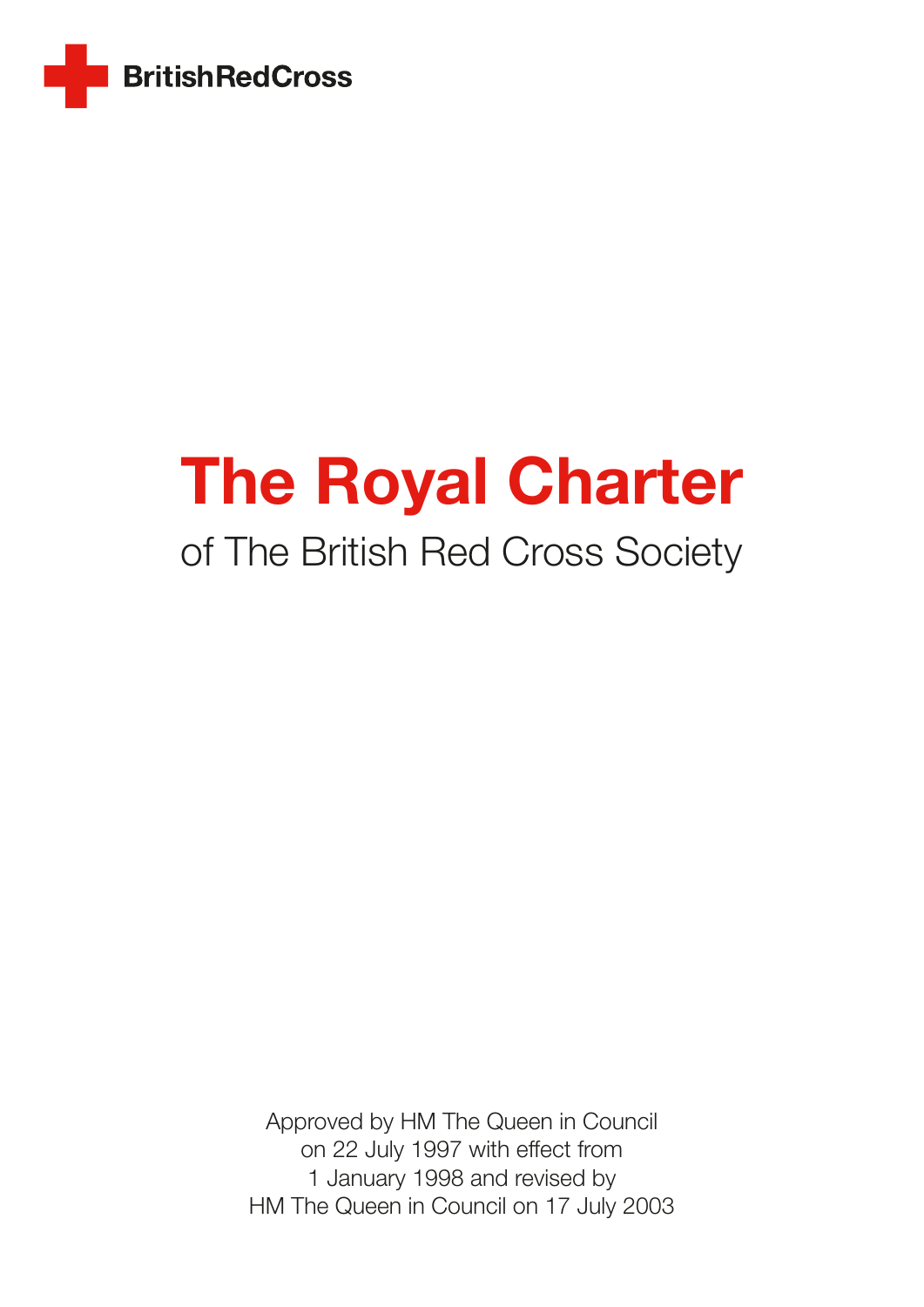BritishRedCross

# The Royal Charter

## of The British Red Cross Society

Approved by HM The Queen in Council
on 22 July 1997 with effect from
1 January 1998 and revised by
HM The Queen in Council on 17 July 2003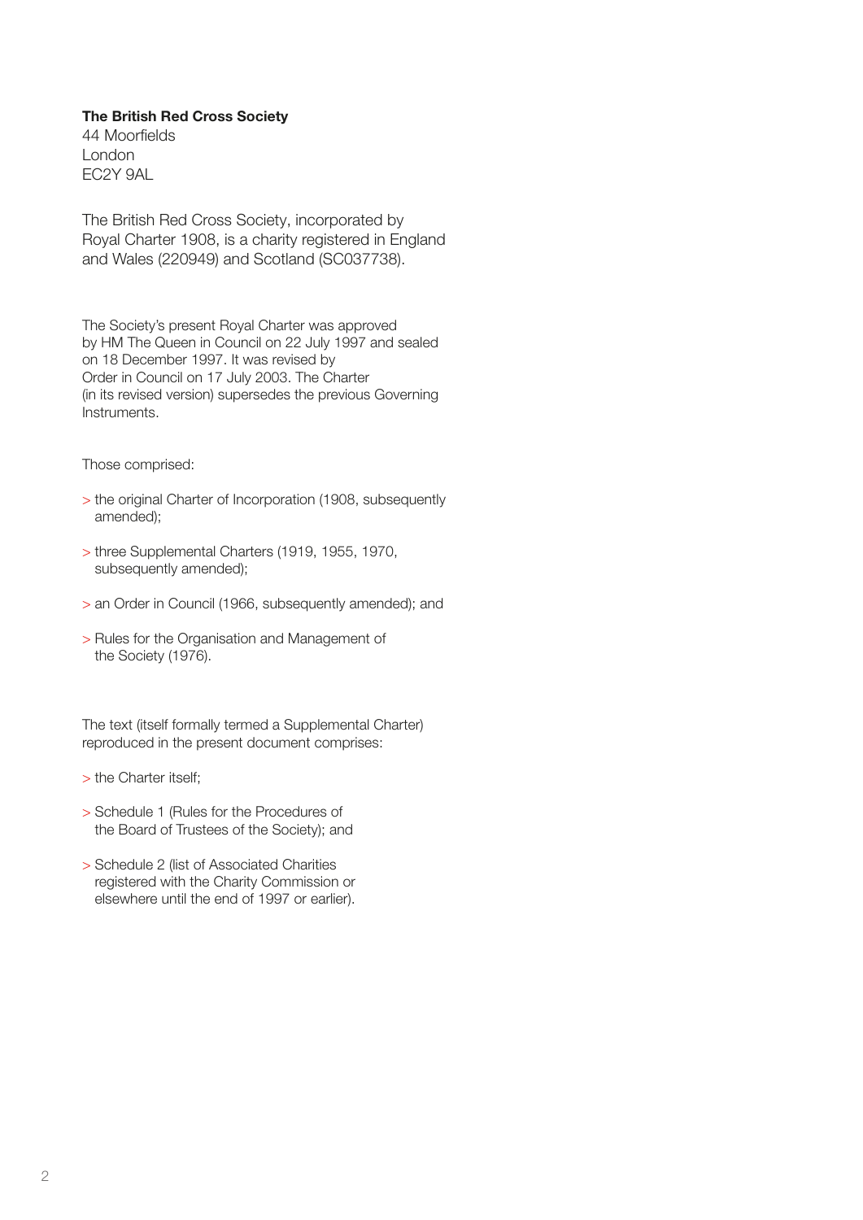**The British Red Cross Society**
44 Moorfields
London
EC2Y 9AL

The British Red Cross Society, incorporated by Royal Charter 1908, is a charity registered in England and Wales (220949) and Scotland (SC037738).

The Society's present Royal Charter was approved by HM The Queen in Council on 22 July 1997 and sealed on 18 December 1997. It was revised by Order in Council on 17 July 2003. The Charter (in its revised version) supersedes the previous Governing Instruments.

Those comprised:

- the original Charter of Incorporation (1908, subsequently amended);
- three Supplemental Charters (1919, 1955, 1970, subsequently amended);
- an Order in Council (1966, subsequently amended); and
- Rules for the Organisation and Management of the Society (1976).

The text (itself formally termed a Supplemental Charter) reproduced in the present document comprises:

- the Charter itself;
- Schedule 1 (Rules for the Procedures of the Board of Trustees of the Society); and
- Schedule 2 (list of Associated Charities registered with the Charity Commission or elsewhere until the end of 1997 or earlier).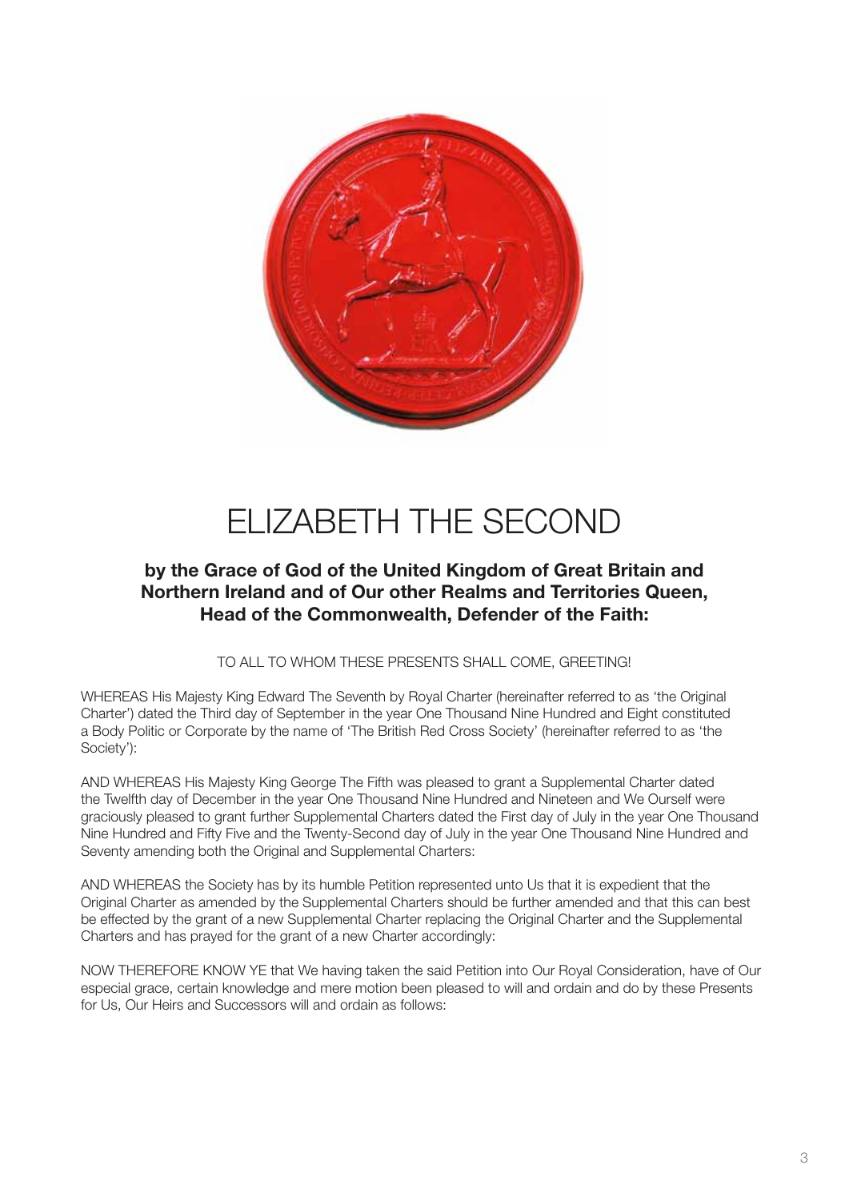# ELIZABETH THE SECOND

**by the Grace of God of the United Kingdom of Great Britain and Northern Ireland and of Our other Realms and Territories Queen, Head of the Commonwealth, Defender of the Faith:**

TO ALL TO WHOM THESE PRESENTS SHALL COME, GREETING!

WHEREAS His Majesty King Edward The Seventh by Royal Charter (hereinafter referred to as 'the Original Charter') dated the Third day of September in the year One Thousand Nine Hundred and Eight constituted a Body Politic or Corporate by the name of 'The British Red Cross Society' (hereinafter referred to as 'the Society'):

AND WHEREAS His Majesty King George The Fifth was pleased to grant a Supplemental Charter dated the Twelfth day of December in the year One Thousand Nine Hundred and Nineteen and We Ourself were graciously pleased to grant further Supplemental Charters dated the First day of July in the year One Thousand Nine Hundred and Fifty Five and the Twenty-Second day of July in the year One Thousand Nine Hundred and Seventy amending both the Original and Supplemental Charters:

AND WHEREAS the Society has by its humble Petition represented unto Us that it is expedient that the Original Charter as amended by the Supplemental Charters should be further amended and that this can best be effected by the grant of a new Supplemental Charter replacing the Original Charter and the Supplemental Charters and has prayed for the grant of a new Charter accordingly:

NOW THEREFORE KNOW YE that We having taken the said Petition into Our Royal Consideration, have of Our especial grace, certain knowledge and mere motion been pleased to will and ordain and do by these Presents for Us, Our Heirs and Successors will and ordain as follows: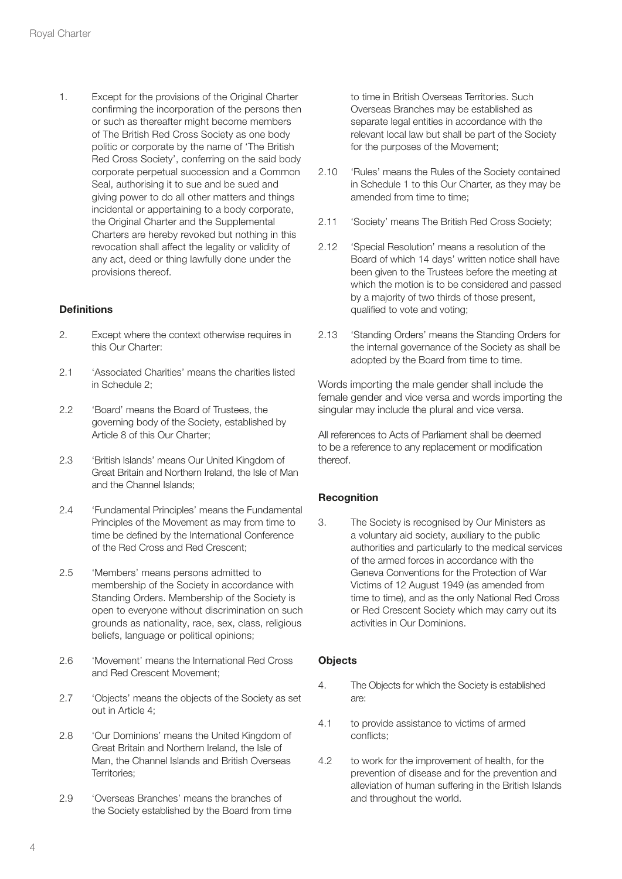1. Except for the provisions of the Original Charter confirming the incorporation of the persons then or such as thereafter might become members of The British Red Cross Society as one body politic or corporate by the name of 'The British Red Cross Society', conferring on the said body corporate perpetual succession and a Common Seal, authorising it to sue and be sued and giving power to do all other matters and things incidental or appertaining to a body corporate, the Original Charter and the Supplemental Charters are hereby revoked but nothing in this revocation shall affect the legality or validity of any act, deed or thing lawfully done under the provisions thereof.

**Definitions**

2. Except where the context otherwise requires in this Our Charter:

2.1 'Associated Charities' means the charities listed in Schedule 2;

2.2 'Board' means the Board of Trustees, the governing body of the Society, established by Article 8 of this Our Charter;

2.3 'British Islands' means Our United Kingdom of Great Britain and Northern Ireland, the Isle of Man and the Channel Islands;

2.4 'Fundamental Principles' means the Fundamental Principles of the Movement as may from time to time be defined by the International Conference of the Red Cross and Red Crescent;

2.5 'Members' means persons admitted to membership of the Society in accordance with Standing Orders. Membership of the Society is open to everyone without discrimination on such grounds as nationality, race, sex, class, religious beliefs, language or political opinions;

2.6 'Movement' means the International Red Cross and Red Crescent Movement;

2.7 'Objects' means the objects of the Society as set out in Article 4;

2.8 'Our Dominions' means the United Kingdom of Great Britain and Northern Ireland, the Isle of Man, the Channel Islands and British Overseas Territories;

2.9 'Overseas Branches' means the branches of the Society established by the Board from time to time in British Overseas Territories. Such Overseas Branches may be established as separate legal entities in accordance with the relevant local law but shall be part of the Society for the purposes of the Movement;

2.10 'Rules' means the Rules of the Society contained in Schedule 1 to this Our Charter, as they may be amended from time to time;

2.11 'Society' means The British Red Cross Society;

2.12 'Special Resolution' means a resolution of the Board of which 14 days' written notice shall have been given to the Trustees before the meeting at which the motion is to be considered and passed by a majority of two thirds of those present, qualified to vote and voting;

2.13 'Standing Orders' means the Standing Orders for the internal governance of the Society as shall be adopted by the Board from time to time.

Words importing the male gender shall include the female gender and vice versa and words importing the singular may include the plural and vice versa.

All references to Acts of Parliament shall be deemed to be a reference to any replacement or modification thereof.

**Recognition**

3. The Society is recognised by Our Ministers as a voluntary aid society, auxiliary to the public authorities and particularly to the medical services of the armed forces in accordance with the Geneva Conventions for the Protection of War Victims of 12 August 1949 (as amended from time to time), and as the only National Red Cross or Red Crescent Society which may carry out its activities in Our Dominions.

**Objects**

4. The Objects for which the Society is established are:

4.1 to provide assistance to victims of armed conflicts;

4.2 to work for the improvement of health, for the prevention of disease and for the prevention and alleviation of human suffering in the British Islands and throughout the world.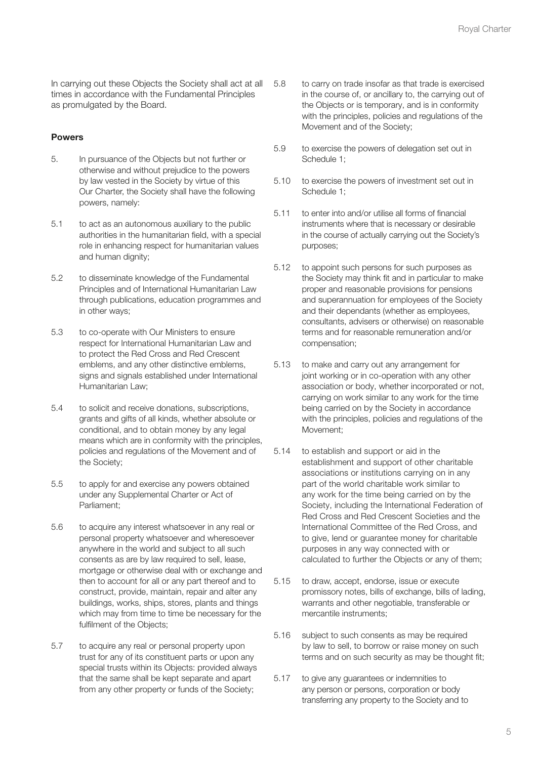In carrying out these Objects the Society shall act at all times in accordance with the Fundamental Principles as promulgated by the Board.

**Powers**

5. In pursuance of the Objects but not further or otherwise and without prejudice to the powers by law vested in the Society by virtue of this Our Charter, the Society shall have the following powers, namely:

5.1 to act as an autonomous auxiliary to the public authorities in the humanitarian field, with a special role in enhancing respect for humanitarian values and human dignity;

5.2 to disseminate knowledge of the Fundamental Principles and of International Humanitarian Law through publications, education programmes and in other ways;

5.3 to co-operate with Our Ministers to ensure respect for International Humanitarian Law and to protect the Red Cross and Red Crescent emblems, and any other distinctive emblems, signs and signals established under International Humanitarian Law;

5.4 to solicit and receive donations, subscriptions, grants and gifts of all kinds, whether absolute or conditional, and to obtain money by any legal means which are in conformity with the principles, policies and regulations of the Movement and of the Society;

5.5 to apply for and exercise any powers obtained under any Supplemental Charter or Act of Parliament;

5.6 to acquire any interest whatsoever in any real or personal property whatsoever and wheresoever anywhere in the world and subject to all such consents as are by law required to sell, lease, mortgage or otherwise deal with or exchange and then to account for all or any part thereof and to construct, provide, maintain, repair and alter any buildings, works, ships, stores, plants and things which may from time to time be necessary for the fulfilment of the Objects;

5.7 to acquire any real or personal property upon trust for any of its constituent parts or upon any special trusts within its Objects: provided always that the same shall be kept separate and apart from any other property or funds of the Society;

5.8 to carry on trade insofar as that trade is exercised in the course of, or ancillary to, the carrying out of the Objects or is temporary, and is in conformity with the principles, policies and regulations of the Movement and of the Society;

5.9 to exercise the powers of delegation set out in Schedule 1;

5.10 to exercise the powers of investment set out in Schedule 1;

5.11 to enter into and/or utilise all forms of financial instruments where that is necessary or desirable in the course of actually carrying out the Society's purposes;

5.12 to appoint such persons for such purposes as the Society may think fit and in particular to make proper and reasonable provisions for pensions and superannuation for employees of the Society and their dependants (whether as employees, consultants, advisers or otherwise) on reasonable terms and for reasonable remuneration and/or compensation;

5.13 to make and carry out any arrangement for joint working or in co-operation with any other association or body, whether incorporated or not, carrying on work similar to any work for the time being carried on by the Society in accordance with the principles, policies and regulations of the Movement;

5.14 to establish and support or aid in the establishment and support of other charitable associations or institutions carrying on in any part of the world charitable work similar to any work for the time being carried on by the Society, including the International Federation of Red Cross and Red Crescent Societies and the International Committee of the Red Cross, and to give, lend or guarantee money for charitable purposes in any way connected with or calculated to further the Objects or any of them;

5.15 to draw, accept, endorse, issue or execute promissory notes, bills of exchange, bills of lading, warrants and other negotiable, transferable or mercantile instruments;

5.16 subject to such consents as may be required by law to sell, to borrow or raise money on such terms and on such security as may be thought fit;

5.17 to give any guarantees or indemnities to any person or persons, corporation or body transferring any property to the Society and to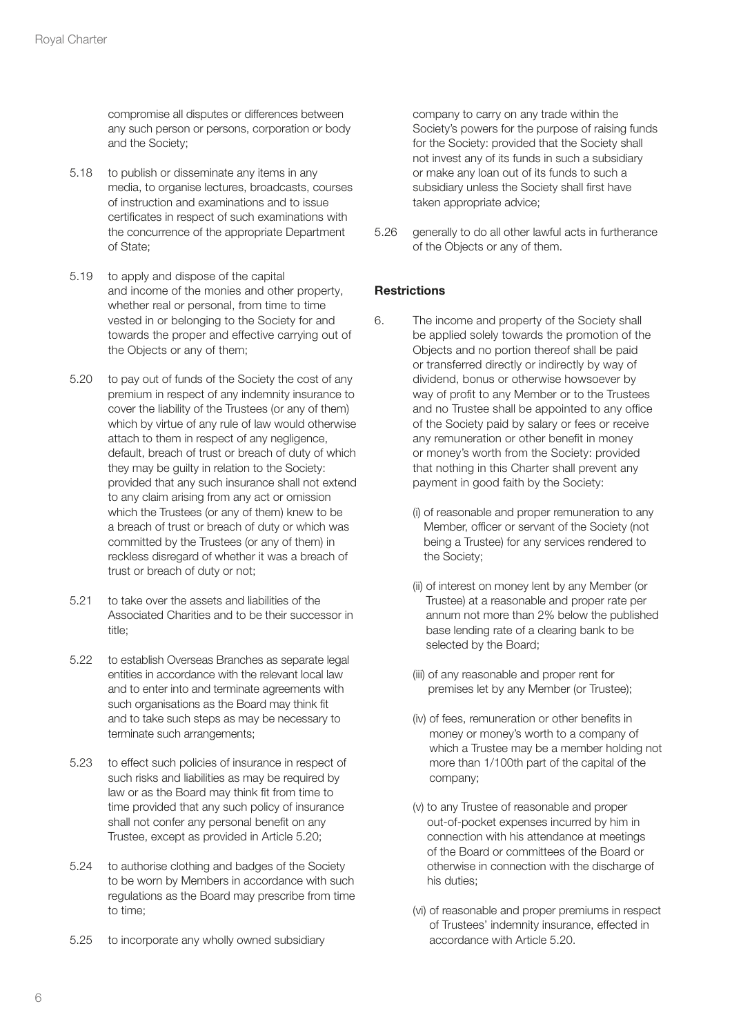compromise all disputes or differences between any such person or persons, corporation or body and the Society;

5.18 to publish or disseminate any items in any media, to organise lectures, broadcasts, courses of instruction and examinations and to issue certificates in respect of such examinations with the concurrence of the appropriate Department of State;

5.19 to apply and dispose of the capital and income of the monies and other property, whether real or personal, from time to time vested in or belonging to the Society for and towards the proper and effective carrying out of the Objects or any of them;

5.20 to pay out of funds of the Society the cost of any premium in respect of any indemnity insurance to cover the liability of the Trustees (or any of them) which by virtue of any rule of law would otherwise attach to them in respect of any negligence, default, breach of trust or breach of duty of which they may be guilty in relation to the Society: provided that any such insurance shall not extend to any claim arising from any act or omission which the Trustees (or any of them) knew to be a breach of trust or breach of duty or which was committed by the Trustees (or any of them) in reckless disregard of whether it was a breach of trust or breach of duty or not;

5.21 to take over the assets and liabilities of the Associated Charities and to be their successor in title;

5.22 to establish Overseas Branches as separate legal entities in accordance with the relevant local law and to enter into and terminate agreements with such organisations as the Board may think fit and to take such steps as may be necessary to terminate such arrangements;

5.23 to effect such policies of insurance in respect of such risks and liabilities as may be required by law or as the Board may think fit from time to time provided that any such policy of insurance shall not confer any personal benefit on any Trustee, except as provided in Article 5.20;

5.24 to authorise clothing and badges of the Society to be worn by Members in accordance with such regulations as the Board may prescribe from time to time;

5.25 to incorporate any wholly owned subsidiary company to carry on any trade within the Society's powers for the purpose of raising funds for the Society: provided that the Society shall not invest any of its funds in such a subsidiary or make any loan out of its funds to such a subsidiary unless the Society shall first have taken appropriate advice;

5.26 generally to do all other lawful acts in furtherance of the Objects or any of them.

**Restrictions**

6. The income and property of the Society shall be applied solely towards the promotion of the Objects and no portion thereof shall be paid or transferred directly or indirectly by way of dividend, bonus or otherwise howsoever by way of profit to any Member or to the Trustees and no Trustee shall be appointed to any office of the Society paid by salary or fees or receive any remuneration or other benefit in money or money's worth from the Society: provided that nothing in this Charter shall prevent any payment in good faith by the Society:

   (i) of reasonable and proper remuneration to any Member, officer or servant of the Society (not being a Trustee) for any services rendered to the Society;

   (ii) of interest on money lent by any Member (or Trustee) at a reasonable and proper rate per annum not more than 2% below the published base lending rate of a clearing bank to be selected by the Board;

   (iii) of any reasonable and proper rent for premises let by any Member (or Trustee);

   (iv) of fees, remuneration or other benefits in money or money's worth to a company of which a Trustee may be a member holding not more than 1/100th part of the capital of the company;

   (v) to any Trustee of reasonable and proper out-of-pocket expenses incurred by him in connection with his attendance at meetings of the Board or committees of the Board or otherwise in connection with the discharge of his duties;

   (vi) of reasonable and proper premiums in respect of Trustees' indemnity insurance, effected in accordance with Article 5.20.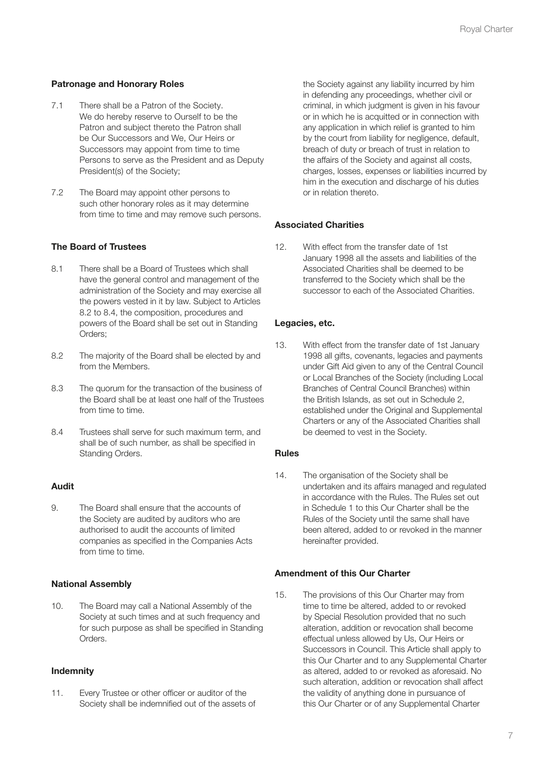### Patronage and Honorary Roles

7.1 There shall be a Patron of the Society. We do hereby reserve to Ourself to be the Patron and subject thereto the Patron shall be Our Successors and We, Our Heirs or Successors may appoint from time to time Persons to serve as the President and as Deputy President(s) of the Society;

7.2 The Board may appoint other persons to such other honorary roles as it may determine from time to time and may remove such persons.

### The Board of Trustees

8.1 There shall be a Board of Trustees which shall have the general control and management of the administration of the Society and may exercise all the powers vested in it by law. Subject to Articles 8.2 to 8.4, the composition, procedures and powers of the Board shall be set out in Standing Orders;

8.2 The majority of the Board shall be elected by and from the Members.

8.3 The quorum for the transaction of the business of the Board shall be at least one half of the Trustees from time to time.

8.4 Trustees shall serve for such maximum term, and shall be of such number, as shall be specified in Standing Orders.

### Audit

9. The Board shall ensure that the accounts of the Society are audited by auditors who are authorised to audit the accounts of limited companies as specified in the Companies Acts from time to time.

### National Assembly

10. The Board may call a National Assembly of the Society at such times and at such frequency and for such purpose as shall be specified in Standing Orders.

### Indemnity

11. Every Trustee or other officer or auditor of the Society shall be indemnified out of the assets of the Society against any liability incurred by him in defending any proceedings, whether civil or criminal, in which judgment is given in his favour or in which he is acquitted or in connection with any application in which relief is granted to him by the court from liability for negligence, default, breach of duty or breach of trust in relation to the affairs of the Society and against all costs, charges, losses, expenses or liabilities incurred by him in the execution and discharge of his duties or in relation thereto.

### Associated Charities

12. With effect from the transfer date of 1st January 1998 all the assets and liabilities of the Associated Charities shall be deemed to be transferred to the Society which shall be the successor to each of the Associated Charities.

### Legacies, etc.

13. With effect from the transfer date of 1st January 1998 all gifts, covenants, legacies and payments under Gift Aid given to any of the Central Council or Local Branches of the Society (including Local Branches of Central Council Branches) within the British Islands, as set out in Schedule 2, established under the Original and Supplemental Charters or any of the Associated Charities shall be deemed to vest in the Society.

### Rules

14. The organisation of the Society shall be undertaken and its affairs managed and regulated in accordance with the Rules. The Rules set out in Schedule 1 to this Our Charter shall be the Rules of the Society until the same shall have been altered, added to or revoked in the manner hereinafter provided.

### Amendment of this Our Charter

15. The provisions of this Our Charter may from time to time be altered, added to or revoked by Special Resolution provided that no such alteration, addition or revocation shall become effectual unless allowed by Us, Our Heirs or Successors in Council. This Article shall apply to this Our Charter and to any Supplemental Charter as altered, added to or revoked as aforesaid. No such alteration, addition or revocation shall affect the validity of anything done in pursuance of this Our Charter or of any Supplemental Charter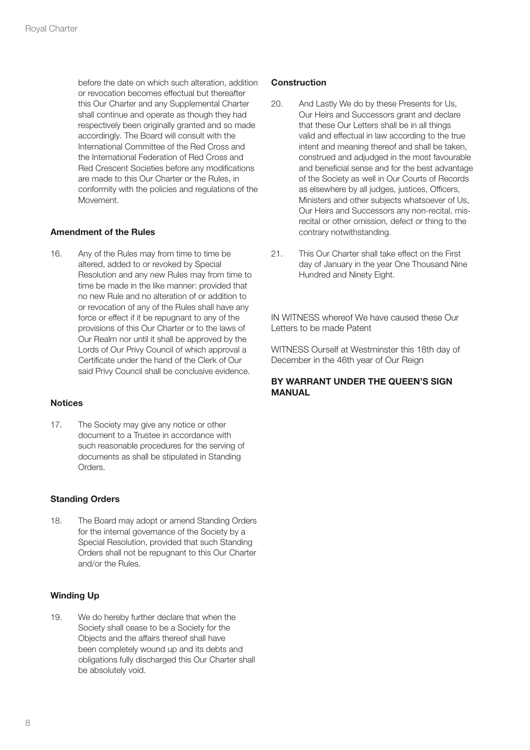before the date on which such alteration, addition or revocation becomes effectual but thereafter this Our Charter and any Supplemental Charter shall continue and operate as though they had respectively been originally granted and so made accordingly. The Board will consult with the International Committee of the Red Cross and the International Federation of Red Cross and Red Crescent Societies before any modifications are made to this Our Charter or the Rules, in conformity with the policies and regulations of the Movement.

**Amendment of the Rules**

16. Any of the Rules may from time to time be altered, added to or revoked by Special Resolution and any new Rules may from time to time be made in the like manner: provided that no new Rule and no alteration of or addition to or revocation of any of the Rules shall have any force or effect if it be repugnant to any of the provisions of this Our Charter or to the laws of Our Realm nor until it shall be approved by the Lords of Our Privy Council of which approval a Certificate under the hand of the Clerk of Our said Privy Council shall be conclusive evidence.

**Notices**

17. The Society may give any notice or other document to a Trustee in accordance with such reasonable procedures for the serving of documents as shall be stipulated in Standing Orders.

**Standing Orders**

18. The Board may adopt or amend Standing Orders for the internal governance of the Society by a Special Resolution, provided that such Standing Orders shall not be repugnant to this Our Charter and/or the Rules.

**Winding Up**

19. We do hereby further declare that when the Society shall cease to be a Society for the Objects and the affairs thereof shall have been completely wound up and its debts and obligations fully discharged this Our Charter shall be absolutely void.

**Construction**

20. And Lastly We do by these Presents for Us, Our Heirs and Successors grant and declare that these Our Letters shall be in all things valid and effectual in law according to the true intent and meaning thereof and shall be taken, construed and adjudged in the most favourable and beneficial sense and for the best advantage of the Society as well in Our Courts of Records as elsewhere by all judges, justices, Officers, Ministers and other subjects whatsoever of Us, Our Heirs and Successors any non-recital, mis-recital or other omission, defect or thing to the contrary notwithstanding.

21. This Our Charter shall take effect on the First day of January in the year One Thousand Nine Hundred and Ninety Eight.

IN WITNESS whereof We have caused these Our Letters to be made Patent

WITNESS Ourself at Westminster this 18th day of December in the 46th year of Our Reign

**BY WARRANT UNDER THE QUEEN'S SIGN MANUAL**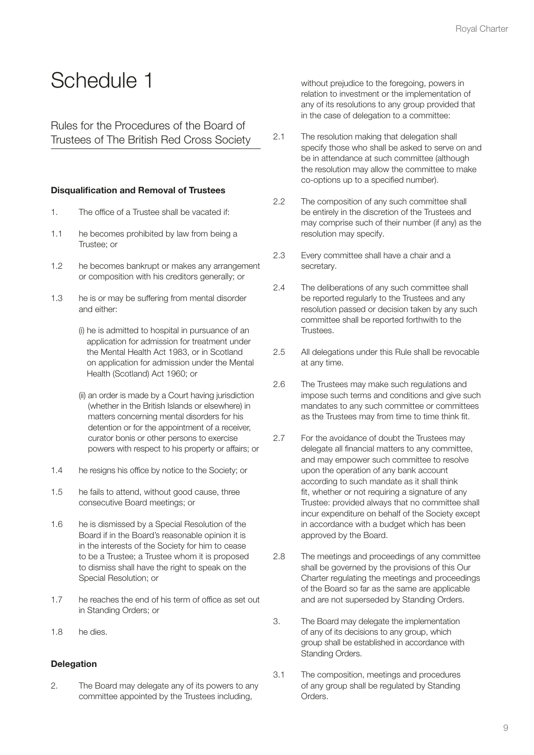# Schedule 1

## Rules for the Procedures of the Board of Trustees of The British Red Cross Society

### Disqualification and Removal of Trustees

1. The office of a Trustee shall be vacated if:

1.1 he becomes prohibited by law from being a Trustee; or

1.2 he becomes bankrupt or makes any arrangement or composition with his creditors generally; or

1.3 he is or may be suffering from mental disorder and either:

(i) he is admitted to hospital in pursuance of an application for admission for treatment under the Mental Health Act 1983, or in Scotland on application for admission under the Mental Health (Scotland) Act 1960; or

(ii) an order is made by a Court having jurisdiction (whether in the British Islands or elsewhere) in matters concerning mental disorders for his detention or for the appointment of a receiver, curator bonis or other persons to exercise powers with respect to his property or affairs; or

1.4 he resigns his office by notice to the Society; or

1.5 he fails to attend, without good cause, three consecutive Board meetings; or

1.6 he is dismissed by a Special Resolution of the Board if in the Board's reasonable opinion it is in the interests of the Society for him to cease to be a Trustee; a Trustee whom it is proposed to dismiss shall have the right to speak on the Special Resolution; or

1.7 he reaches the end of his term of office as set out in Standing Orders; or

1.8 he dies.

### Delegation

2. The Board may delegate any of its powers to any committee appointed by the Trustees including, without prejudice to the foregoing, powers in relation to investment or the implementation of any of its resolutions to any group provided that in the case of delegation to a committee:

2.1 The resolution making that delegation shall specify those who shall be asked to serve on and be in attendance at such committee (although the resolution may allow the committee to make co-options up to a specified number).

2.2 The composition of any such committee shall be entirely in the discretion of the Trustees and may comprise such of their number (if any) as the resolution may specify.

2.3 Every committee shall have a chair and a secretary.

2.4 The deliberations of any such committee shall be reported regularly to the Trustees and any resolution passed or decision taken by any such committee shall be reported forthwith to the Trustees.

2.5 All delegations under this Rule shall be revocable at any time.

2.6 The Trustees may make such regulations and impose such terms and conditions and give such mandates to any such committee or committees as the Trustees may from time to time think fit.

2.7 For the avoidance of doubt the Trustees may delegate all financial matters to any committee, and may empower such committee to resolve upon the operation of any bank account according to such mandate as it shall think fit, whether or not requiring a signature of any Trustee: provided always that no committee shall incur expenditure on behalf of the Society except in accordance with a budget which has been approved by the Board.

2.8 The meetings and proceedings of any committee shall be governed by the provisions of this Our Charter regulating the meetings and proceedings of the Board so far as the same are applicable and are not superseded by Standing Orders.

3. The Board may delegate the implementation of any of its decisions to any group, which group shall be established in accordance with Standing Orders.

3.1 The composition, meetings and procedures of any group shall be regulated by Standing Orders.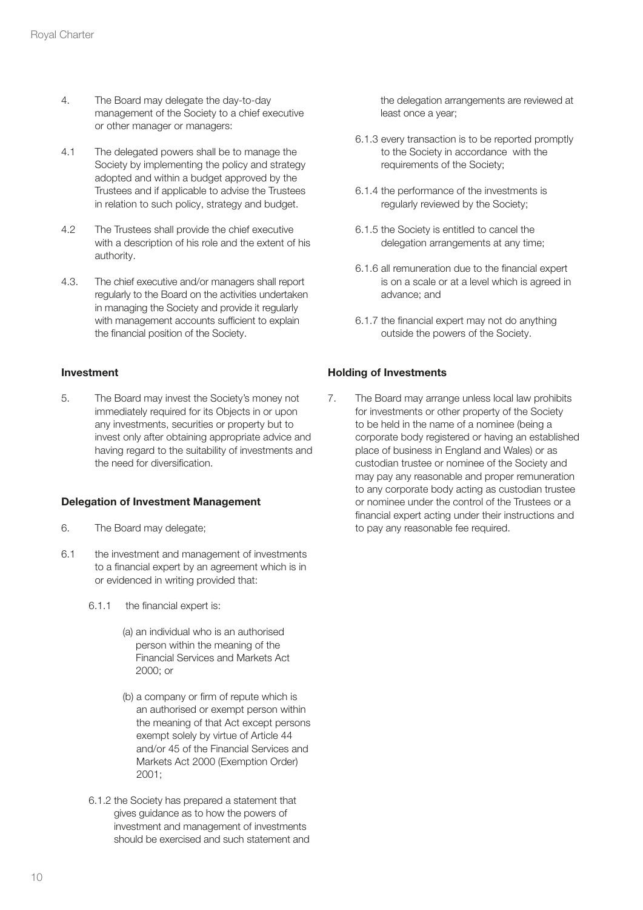4. The Board may delegate the day-to-day management of the Society to a chief executive or other manager or managers:

4.1 The delegated powers shall be to manage the Society by implementing the policy and strategy adopted and within a budget approved by the Trustees and if applicable to advise the Trustees in relation to such policy, strategy and budget.

4.2 The Trustees shall provide the chief executive with a description of his role and the extent of his authority.

4.3. The chief executive and/or managers shall report regularly to the Board on the activities undertaken in managing the Society and provide it regularly with management accounts sufficient to explain the financial position of the Society.

**Investment**

5. The Board may invest the Society's money not immediately required for its Objects in or upon any investments, securities or property but to invest only after obtaining appropriate advice and having regard to the suitability of investments and the need for diversification.

**Delegation of Investment Management**

6. The Board may delegate;

6.1 the investment and management of investments to a financial expert by an agreement which is in or evidenced in writing provided that:

6.1.1 the financial expert is:

(a) an individual who is an authorised person within the meaning of the Financial Services and Markets Act 2000; or

(b) a company or firm of repute which is an authorised or exempt person within the meaning of that Act except persons exempt solely by virtue of Article 44 and/or 45 of the Financial Services and Markets Act 2000 (Exemption Order) 2001;

6.1.2 the Society has prepared a statement that gives guidance as to how the powers of investment and management of investments should be exercised and such statement and the delegation arrangements are reviewed at least once a year;

6.1.3 every transaction is to be reported promptly to the Society in accordance with the requirements of the Society;

6.1.4 the performance of the investments is regularly reviewed by the Society;

6.1.5 the Society is entitled to cancel the delegation arrangements at any time;

6.1.6 all remuneration due to the financial expert is on a scale or at a level which is agreed in advance; and

6.1.7 the financial expert may not do anything outside the powers of the Society.

**Holding of Investments**

7. The Board may arrange unless local law prohibits for investments or other property of the Society to be held in the name of a nominee (being a corporate body registered or having an established place of business in England and Wales) or as custodian trustee or nominee of the Society and may pay any reasonable and proper remuneration to any corporate body acting as custodian trustee or nominee under the control of the Trustees or a financial expert acting under their instructions and to pay any reasonable fee required.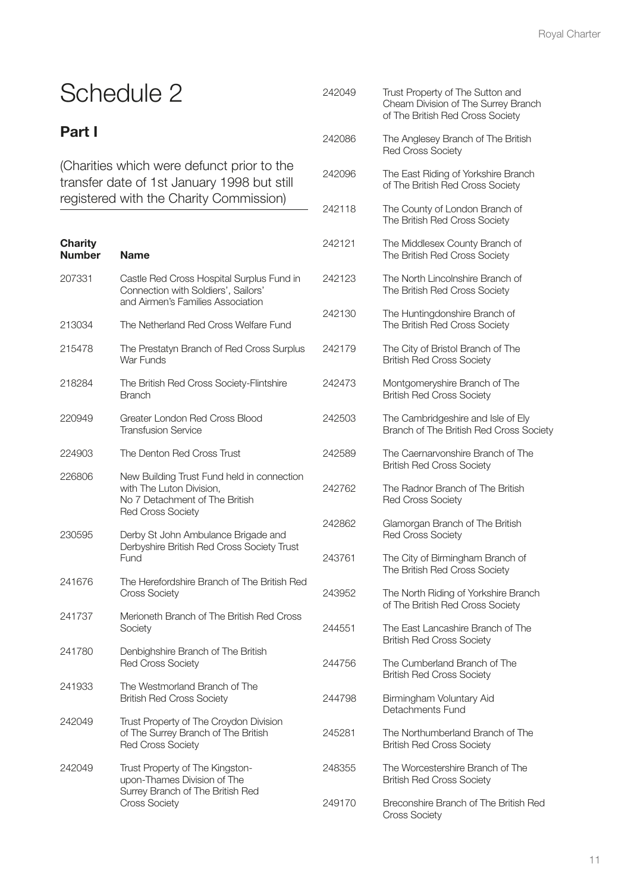# Schedule 2

## Part I

(Charities which were defunct prior to the transfer date of 1st January 1998 but still registered with the Charity Commission)

| Charity Number | Name |
|---|---|
| 207331 | Castle Red Cross Hospital Surplus Fund in Connection with Soldiers', Sailors' and Airmen's Families Association |
| 213034 | The Netherland Red Cross Welfare Fund |
| 215478 | The Prestatyn Branch of Red Cross Surplus War Funds |
| 218284 | The British Red Cross Society-Flintshire Branch |
| 220949 | Greater London Red Cross Blood Transfusion Service |
| 224903 | The Denton Red Cross Trust |
| 226806 | New Building Trust Fund held in connection with The Luton Division, No 7 Detachment of The British Red Cross Society |
| 230595 | Derby St John Ambulance Brigade and Derbyshire British Red Cross Society Trust Fund |
| 241676 | The Herefordshire Branch of The British Red Cross Society |
| 241737 | Merioneth Branch of The British Red Cross Society |
| 241780 | Denbighshire Branch of The British Red Cross Society |
| 241933 | The Westmorland Branch of The British Red Cross Society |
| 242049 | Trust Property of The Croydon Division of The Surrey Branch of The British Red Cross Society |
| 242049 | Trust Property of The Kingston-upon-Thames Division of The Surrey Branch of The British Red Cross Society |
| 242049 | Trust Property of The Sutton and Cheam Division of The Surrey Branch of The British Red Cross Society |
| 242086 | The Anglesey Branch of The British Red Cross Society |
| 242096 | The East Riding of Yorkshire Branch of The British Red Cross Society |
| 242118 | The County of London Branch of The British Red Cross Society |
| 242121 | The Middlesex County Branch of The British Red Cross Society |
| 242123 | The North Lincolnshire Branch of The British Red Cross Society |
| 242130 | The Huntingdonshire Branch of The British Red Cross Society |
| 242179 | The City of Bristol Branch of The British Red Cross Society |
| 242473 | Montgomeryshire Branch of The British Red Cross Society |
| 242503 | The Cambridgeshire and Isle of Ely Branch of The British Red Cross Society |
| 242589 | The Caernarvonshire Branch of The British Red Cross Society |
| 242762 | The Radnor Branch of The British Red Cross Society |
| 242862 | Glamorgan Branch of The British Red Cross Society |
| 243761 | The City of Birmingham Branch of The British Red Cross Society |
| 243952 | The North Riding of Yorkshire Branch of The British Red Cross Society |
| 244551 | The East Lancashire Branch of The British Red Cross Society |
| 244756 | The Cumberland Branch of The British Red Cross Society |
| 244798 | Birmingham Voluntary Aid Detachments Fund |
| 245281 | The Northumberland Branch of The British Red Cross Society |
| 248355 | The Worcestershire Branch of The British Red Cross Society |
| 249170 | Breconshire Branch of The British Red Cross Society |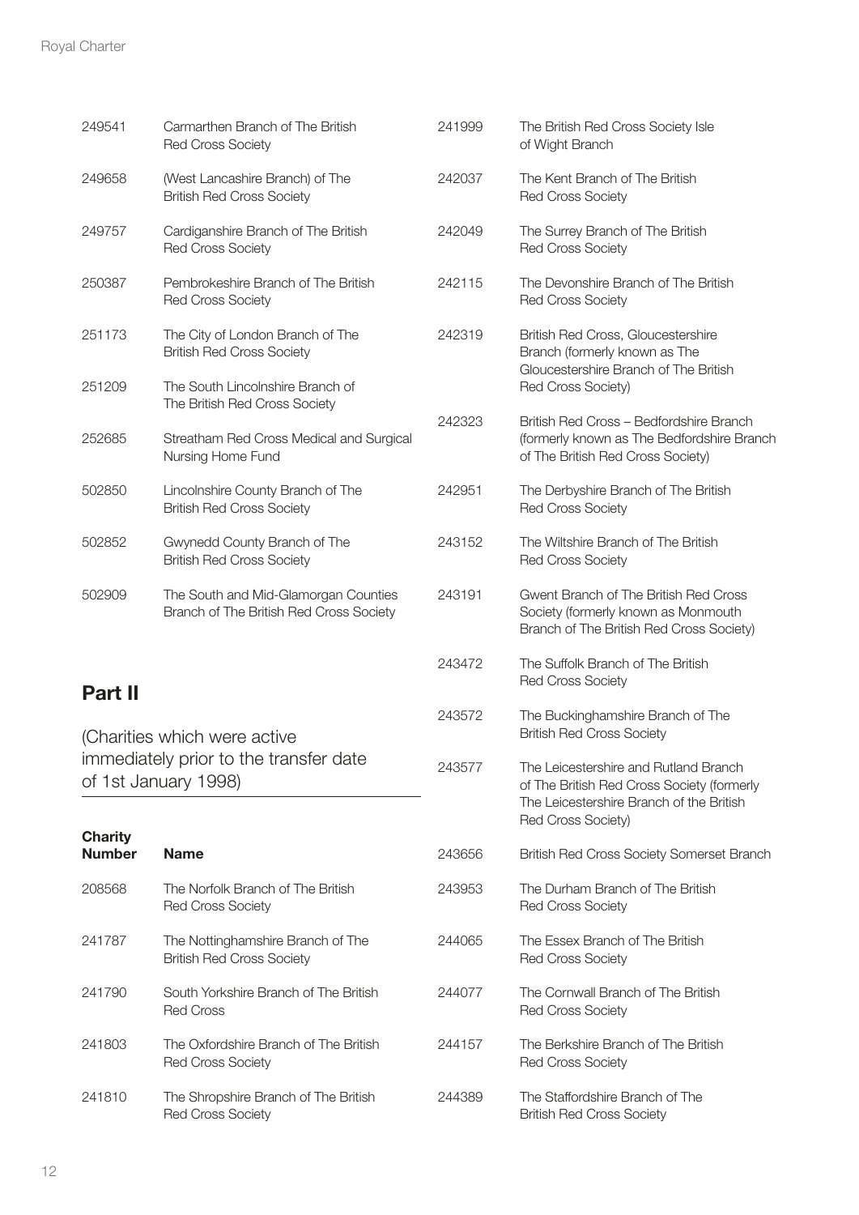| | |
|---|---|
| 249541 | Carmarthen Branch of The British Red Cross Society |
| 249658 | (West Lancashire Branch) of The British Red Cross Society |
| 249757 | Cardiganshire Branch of The British Red Cross Society |
| 250387 | Pembrokeshire Branch of The British Red Cross Society |
| 251173 | The City of London Branch of The British Red Cross Society |
| 251209 | The South Lincolnshire Branch of The British Red Cross Society |
| 252685 | Streatham Red Cross Medical and Surgical Nursing Home Fund |
| 502850 | Lincolnshire County Branch of The British Red Cross Society |
| 502852 | Gwynedd County Branch of The British Red Cross Society |
| 502909 | The South and Mid-Glamorgan Counties Branch of The British Red Cross Society |

## Part II

(Charities which were active immediately prior to the transfer date of 1st January 1998)

| Charity Number | Name |
|---|---|
| 208568 | The Norfolk Branch of The British Red Cross Society |
| 241787 | The Nottinghamshire Branch of The British Red Cross Society |
| 241790 | South Yorkshire Branch of The British Red Cross |
| 241803 | The Oxfordshire Branch of The British Red Cross Society |
| 241810 | The Shropshire Branch of The British Red Cross Society |
| 241999 | The British Red Cross Society Isle of Wight Branch |
| 242037 | The Kent Branch of The British Red Cross Society |
| 242049 | The Surrey Branch of The British Red Cross Society |
| 242115 | The Devonshire Branch of The British Red Cross Society |
| 242319 | British Red Cross, Gloucestershire Branch (formerly known as The Gloucestershire Branch of The British Red Cross Society) |
| 242323 | British Red Cross – Bedfordshire Branch (formerly known as The Bedfordshire Branch of The British Red Cross Society) |
| 242951 | The Derbyshire Branch of The British Red Cross Society |
| 243152 | The Wiltshire Branch of The British Red Cross Society |
| 243191 | Gwent Branch of The British Red Cross Society (formerly known as Monmouth Branch of The British Red Cross Society) |
| 243472 | The Suffolk Branch of The British Red Cross Society |
| 243572 | The Buckinghamshire Branch of The British Red Cross Society |
| 243577 | The Leicestershire and Rutland Branch of The British Red Cross Society (formerly The Leicestershire Branch of the British Red Cross Society) |
| 243656 | British Red Cross Society Somerset Branch |
| 243953 | The Durham Branch of The British Red Cross Society |
| 244065 | The Essex Branch of The British Red Cross Society |
| 244077 | The Cornwall Branch of The British Red Cross Society |
| 244157 | The Berkshire Branch of The British Red Cross Society |
| 244389 | The Staffordshire Branch of The British Red Cross Society |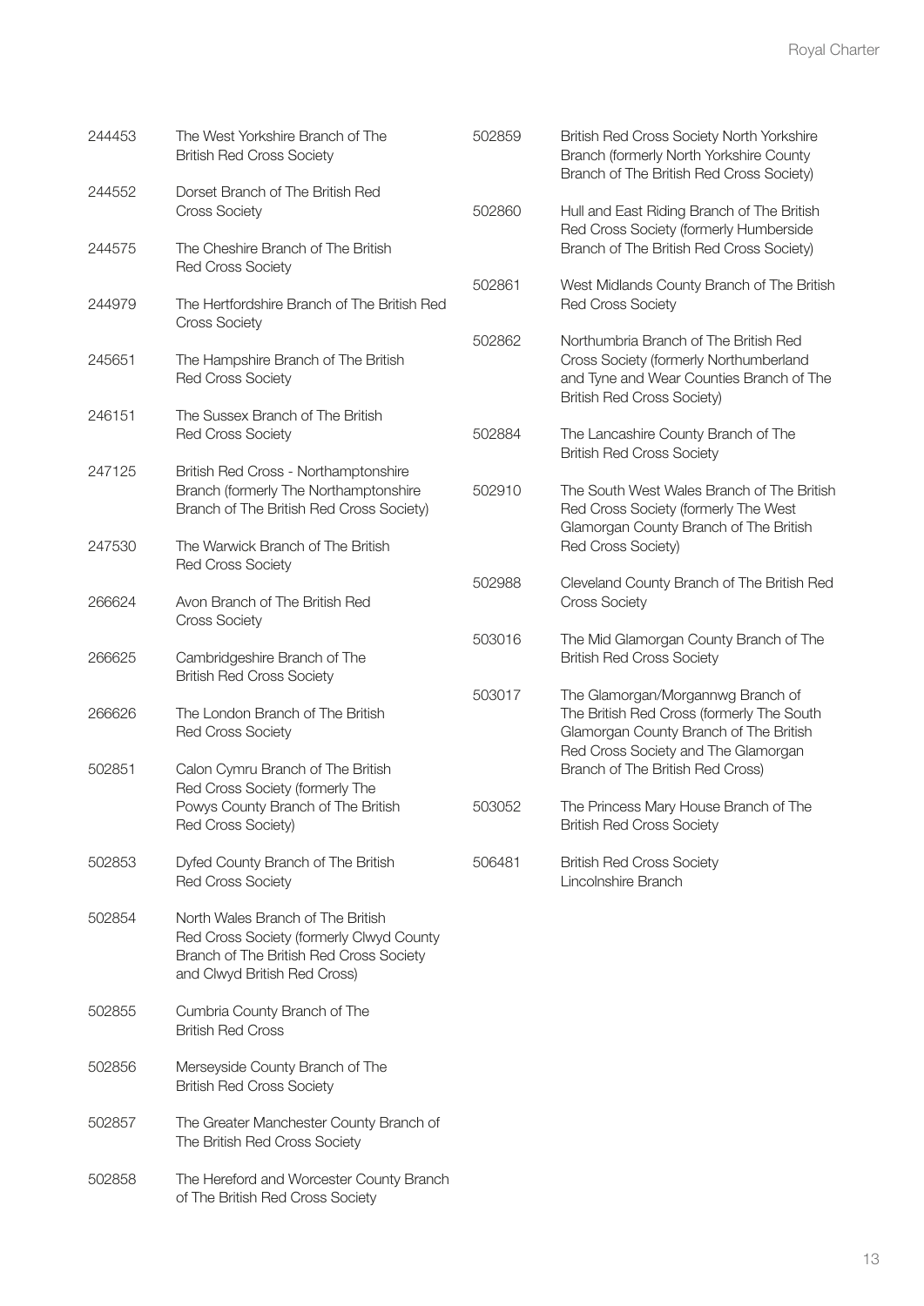| | |
|---|---|
| 244453 | The West Yorkshire Branch of The British Red Cross Society |
| 244552 | Dorset Branch of The British Red Cross Society |
| 244575 | The Cheshire Branch of The British Red Cross Society |
| 244979 | The Hertfordshire Branch of The British Red Cross Society |
| 245651 | The Hampshire Branch of The British Red Cross Society |
| 246151 | The Sussex Branch of The British Red Cross Society |
| 247125 | British Red Cross - Northamptonshire Branch (formerly The Northamptonshire Branch of The British Red Cross Society) |
| 247530 | The Warwick Branch of The British Red Cross Society |
| 266624 | Avon Branch of The British Red Cross Society |
| 266625 | Cambridgeshire Branch of The British Red Cross Society |
| 266626 | The London Branch of The British Red Cross Society |
| 502851 | Calon Cymru Branch of The British Red Cross Society (formerly The Powys County Branch of The British Red Cross Society) |
| 502853 | Dyfed County Branch of The British Red Cross Society |
| 502854 | North Wales Branch of The British Red Cross Society (formerly Clwyd County Branch of The British Red Cross Society and Clwyd British Red Cross) |
| 502855 | Cumbria County Branch of The British Red Cross |
| 502856 | Merseyside County Branch of The British Red Cross Society |
| 502857 | The Greater Manchester County Branch of The British Red Cross Society |
| 502858 | The Hereford and Worcester County Branch of The British Red Cross Society |
| 502859 | British Red Cross Society North Yorkshire Branch (formerly North Yorkshire County Branch of The British Red Cross Society) |
| 502860 | Hull and East Riding Branch of The British Red Cross Society (formerly Humberside Branch of The British Red Cross Society) |
| 502861 | West Midlands County Branch of The British Red Cross Society |
| 502862 | Northumbria Branch of The British Red Cross Society (formerly Northumberland and Tyne and Wear Counties Branch of The British Red Cross Society) |
| 502884 | The Lancashire County Branch of The British Red Cross Society |
| 502910 | The South West Wales Branch of The British Red Cross Society (formerly The West Glamorgan County Branch of The British Red Cross Society) |
| 502988 | Cleveland County Branch of The British Red Cross Society |
| 503016 | The Mid Glamorgan County Branch of The British Red Cross Society |
| 503017 | The Glamorgan/Morgannwg Branch of The British Red Cross (formerly The South Glamorgan County Branch of The British Red Cross Society and The Glamorgan Branch of The British Red Cross) |
| 503052 | The Princess Mary House Branch of The British Red Cross Society |
| 506481 | British Red Cross Society Lincolnshire Branch |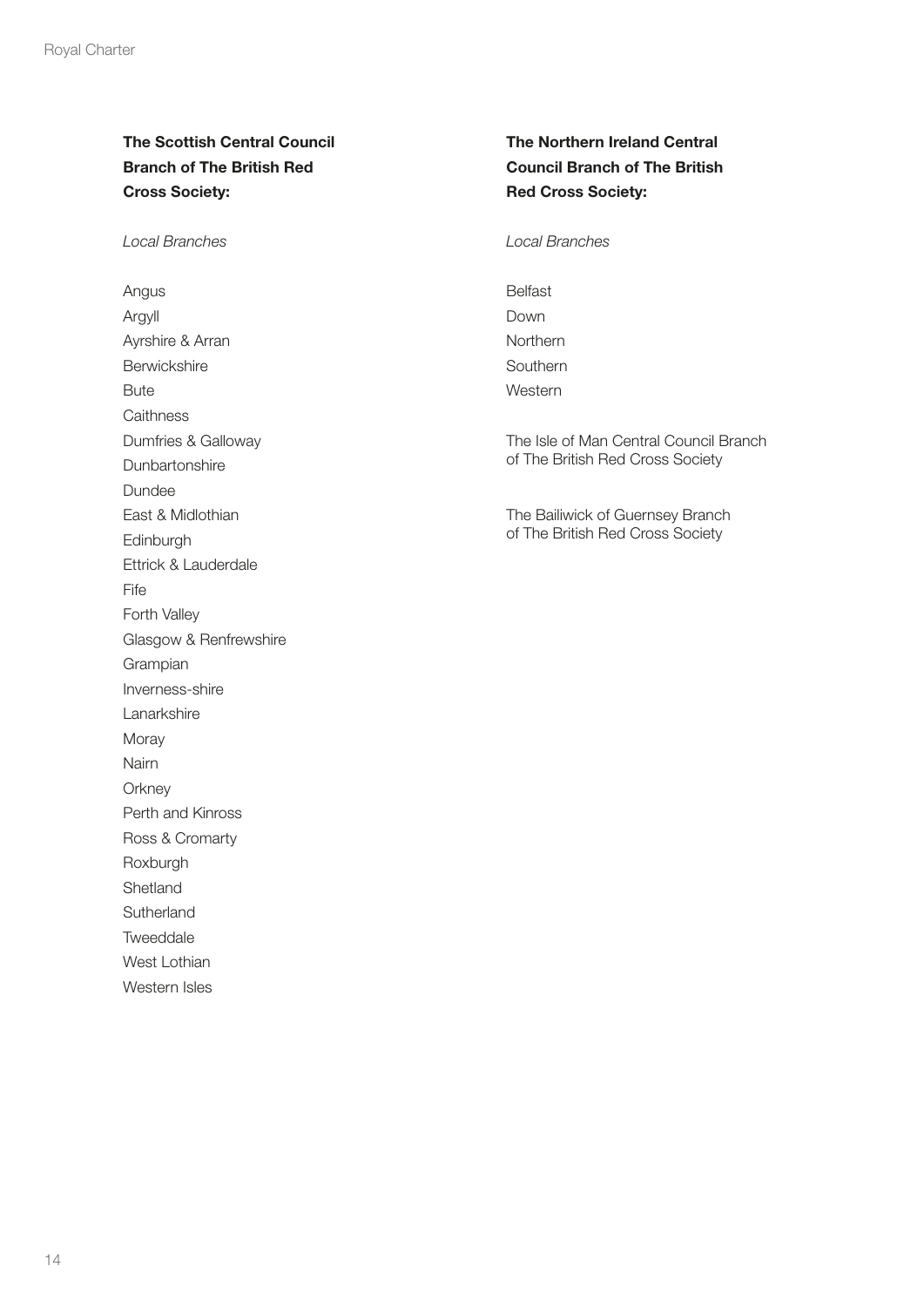**The Scottish Central Council Branch of The British Red Cross Society:**

*Local Branches*

Angus
Argyll
Ayrshire & Arran
Berwickshire
Bute
Caithness
Dumfries & Galloway
Dunbartonshire
Dundee
East & Midlothian
Edinburgh
Ettrick & Lauderdale
Fife
Forth Valley
Glasgow & Renfrewshire
Grampian
Inverness-shire
Lanarkshire
Moray
Nairn
Orkney
Perth and Kinross
Ross & Cromarty
Roxburgh
Shetland
Sutherland
Tweeddale
West Lothian
Western Isles

**The Northern Ireland Central Council Branch of The British Red Cross Society:**

*Local Branches*

Belfast
Down
Northern
Southern
Western

The Isle of Man Central Council Branch of The British Red Cross Society

The Bailiwick of Guernsey Branch of The British Red Cross Society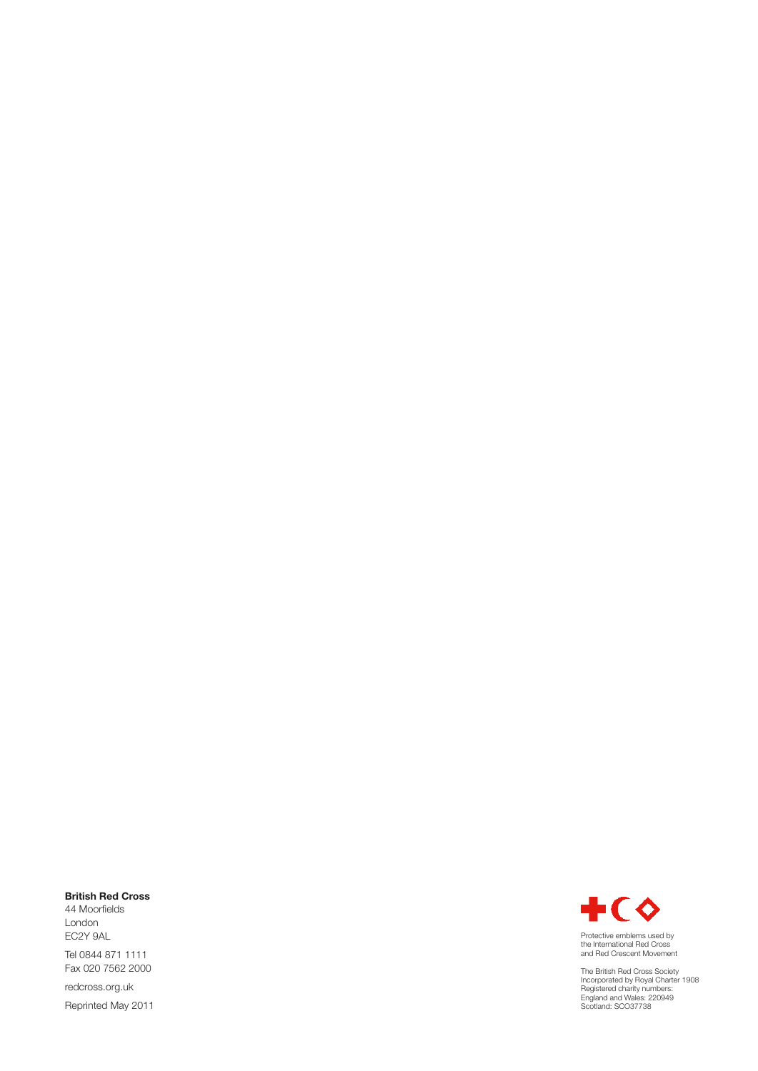**British Red Cross**
44 Moorfields
London
EC2Y 9AL

Tel 0844 871 1111
Fax 020 7562 2000

redcross.org.uk

Reprinted May 2011

Protective emblems used by the International Red Cross and Red Crescent Movement

The British Red Cross Society
Incorporated by Royal Charter 1908
Registered charity numbers:
England and Wales: 220949
Scotland: SC037738